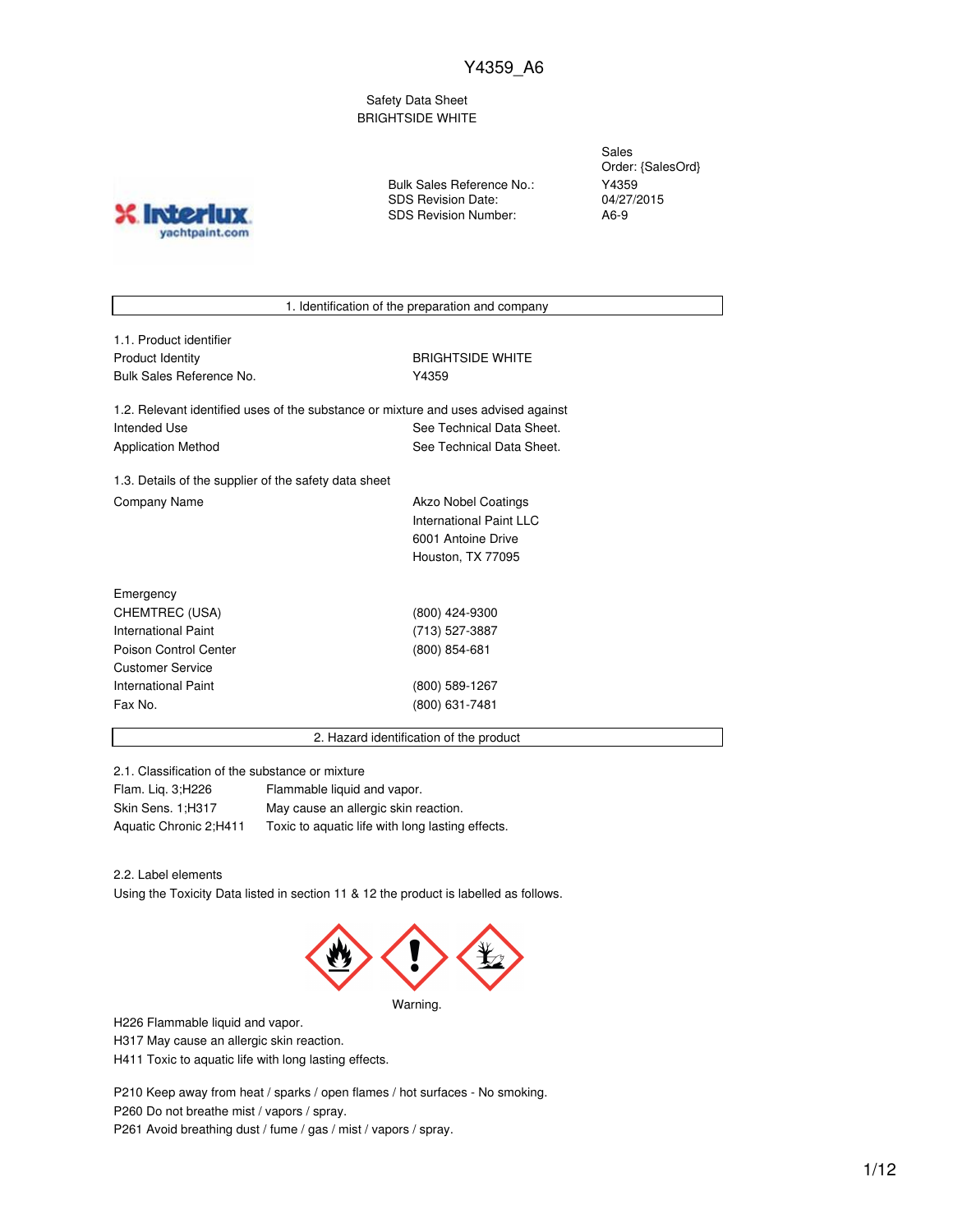Y4359_A6

Safety Data Sheet
BRIGHTSIDE WHITE

| | |
|---|---|
| | Sales Order: {SalesOrd} |
| Bulk Sales Reference No.: | Y4359 |
| SDS Revision Date: | 04/27/2015 |
| SDS Revision Number: | A6-9 |

## 1. Identification of the preparation and company

1.1. Product identifier

| | |
|---|---|
| Product Identity | BRIGHTSIDE WHITE |
| Bulk Sales Reference No. | Y4359 |

1.2. Relevant identified uses of the substance or mixture and uses advised against

| | |
|---|---|
| Intended Use | See Technical Data Sheet. |
| Application Method | See Technical Data Sheet. |

1.3. Details of the supplier of the safety data sheet

| | |
|---|---|
| Company Name | Akzo Nobel Coatings<br>International Paint LLC<br>6001 Antoine Drive<br>Houston, TX 77095 |

| | |
|---|---|
| Emergency | |
| CHEMTREC (USA) | (800) 424-9300 |
| International Paint | (713) 527-3887 |
| Poison Control Center | (800) 854-681 |
| Customer Service | |
| International Paint | (800) 589-1267 |
| Fax No. | (800) 631-7481 |

## 2. Hazard identification of the product

2.1. Classification of the substance or mixture

| | |
|---|---|
| Flam. Liq. 3;H226 | Flammable liquid and vapor. |
| Skin Sens. 1;H317 | May cause an allergic skin reaction. |
| Aquatic Chronic 2;H411 | Toxic to aquatic life with long lasting effects. |

2.2. Label elements

Using the Toxicity Data listed in section 11 & 12 the product is labelled as follows.

Warning.

H226 Flammable liquid and vapor.
H317 May cause an allergic skin reaction.
H411 Toxic to aquatic life with long lasting effects.

P210 Keep away from heat / sparks / open flames / hot surfaces - No smoking.
P260 Do not breathe mist / vapors / spray.
P261 Avoid breathing dust / fume / gas / mist / vapors / spray.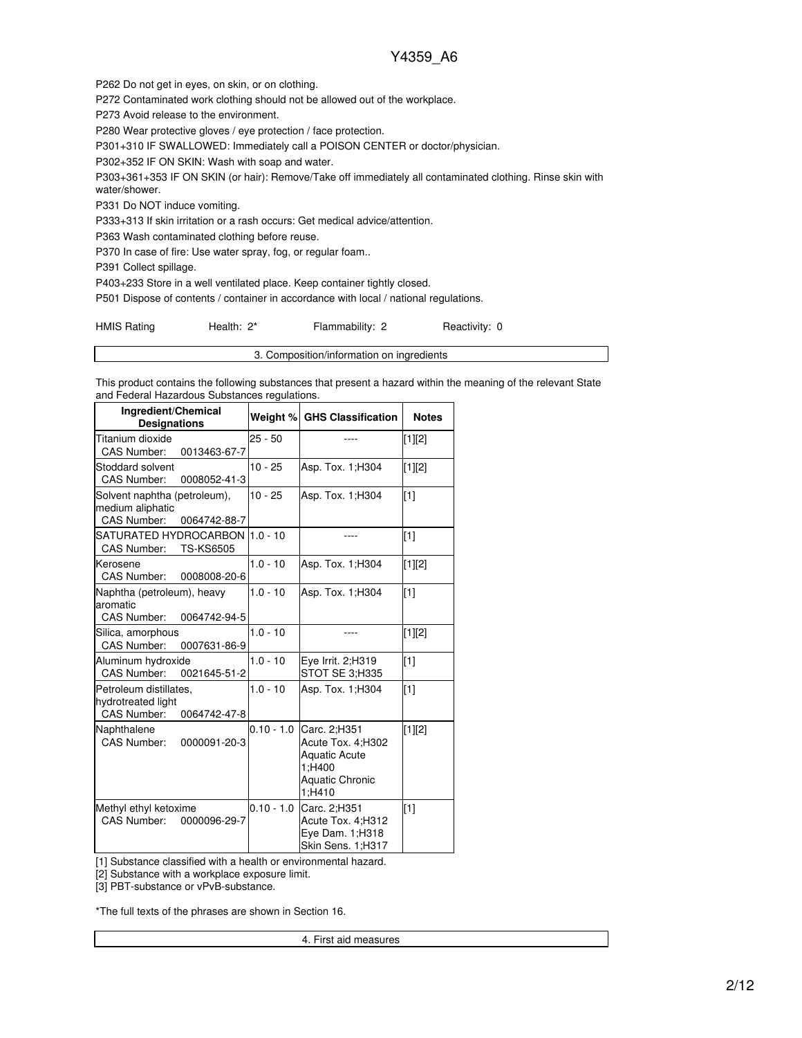P262 Do not get in eyes, on skin, or on clothing.

P272 Contaminated work clothing should not be allowed out of the workplace.

P273 Avoid release to the environment.

P280 Wear protective gloves / eye protection / face protection.

P301+310 IF SWALLOWED: Immediately call a POISON CENTER or doctor/physician.

P302+352 IF ON SKIN: Wash with soap and water.

P303+361+353 IF ON SKIN (or hair): Remove/Take off immediately all contaminated clothing. Rinse skin with water/shower.

P331 Do NOT induce vomiting.

P333+313 If skin irritation or a rash occurs: Get medical advice/attention.

P363 Wash contaminated clothing before reuse.

P370 In case of fire: Use water spray, fog, or regular foam..

P391 Collect spillage.

P403+233 Store in a well ventilated place. Keep container tightly closed.

P501 Dispose of contents / container in accordance with local / national regulations.

HMIS Rating Health: 2* Flammability: 2 Reactivity: 0

## 3. Composition/information on ingredients

This product contains the following substances that present a hazard within the meaning of the relevant State and Federal Hazardous Substances regulations.

| Ingredient/Chemical Designations | Weight % | GHS Classification | Notes |
|---|---|---|---|
| Titanium dioxide<br>CAS Number: 0013463-67-7 | 25 - 50 | ---- | [1][2] |
| Stoddard solvent<br>CAS Number: 0008052-41-3 | 10 - 25 | Asp. Tox. 1;H304 | [1][2] |
| Solvent naphtha (petroleum), medium aliphatic<br>CAS Number: 0064742-88-7 | 10 - 25 | Asp. Tox. 1;H304 | [1] |
| SATURATED HYDROCARBON<br>CAS Number: TS-KS6505 | 1.0 - 10 | ---- | [1] |
| Kerosene<br>CAS Number: 0008008-20-6 | 1.0 - 10 | Asp. Tox. 1;H304 | [1][2] |
| Naphtha (petroleum), heavy aromatic<br>CAS Number: 0064742-94-5 | 1.0 - 10 | Asp. Tox. 1;H304 | [1] |
| Silica, amorphous<br>CAS Number: 0007631-86-9 | 1.0 - 10 | ---- | [1][2] |
| Aluminum hydroxide<br>CAS Number: 0021645-51-2 | 1.0 - 10 | Eye Irrit. 2;H319<br>STOT SE 3;H335 | [1] |
| Petroleum distillates, hydrotreated light<br>CAS Number: 0064742-47-8 | 1.0 - 10 | Asp. Tox. 1;H304 | [1] |
| Naphthalene<br>CAS Number: 0000091-20-3 | 0.10 - 1.0 | Carc. 2;H351<br>Acute Tox. 4;H302<br>Aquatic Acute 1;H400<br>Aquatic Chronic 1;H410 | [1][2] |
| Methyl ethyl ketoxime<br>CAS Number: 0000096-29-7 | 0.10 - 1.0 | Carc. 2;H351<br>Acute Tox. 4;H312<br>Eye Dam. 1;H318<br>Skin Sens. 1;H317 | [1] |

[1] Substance classified with a health or environmental hazard.

[2] Substance with a workplace exposure limit.

[3] PBT-substance or vPvB-substance.

*The full texts of the phrases are shown in Section 16.

## 4. First aid measures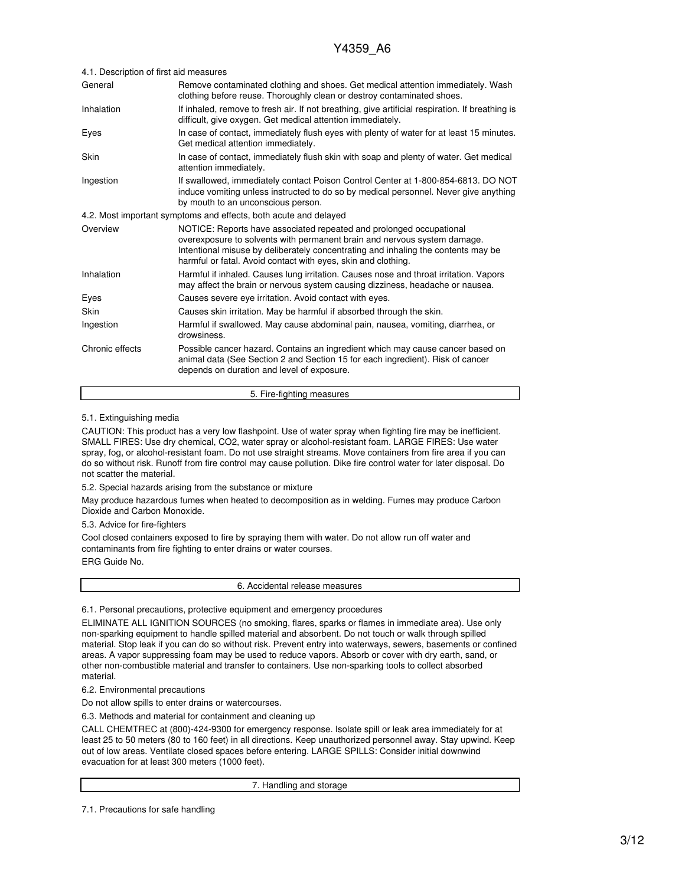4.1. Description of first aid measures

| | |
|---|---|
| General | Remove contaminated clothing and shoes. Get medical attention immediately. Wash clothing before reuse. Thoroughly clean or destroy contaminated shoes. |
| Inhalation | If inhaled, remove to fresh air. If not breathing, give artificial respiration. If breathing is difficult, give oxygen. Get medical attention immediately. |
| Eyes | In case of contact, immediately flush eyes with plenty of water for at least 15 minutes. Get medical attention immediately. |
| Skin | In case of contact, immediately flush skin with soap and plenty of water. Get medical attention immediately. |
| Ingestion | If swallowed, immediately contact Poison Control Center at 1-800-854-6813. DO NOT induce vomiting unless instructed to do so by medical personnel. Never give anything by mouth to an unconscious person. |

4.2. Most important symptoms and effects, both acute and delayed

| | |
|---|---|
| Overview | NOTICE: Reports have associated repeated and prolonged occupational overexposure to solvents with permanent brain and nervous system damage. Intentional misuse by deliberately concentrating and inhaling the contents may be harmful or fatal. Avoid contact with eyes, skin and clothing. |
| Inhalation | Harmful if inhaled. Causes lung irritation. Causes nose and throat irritation. Vapors may affect the brain or nervous system causing dizziness, headache or nausea. |
| Eyes | Causes severe eye irritation. Avoid contact with eyes. |
| Skin | Causes skin irritation. May be harmful if absorbed through the skin. |
| Ingestion | Harmful if swallowed. May cause abdominal pain, nausea, vomiting, diarrhea, or drowsiness. |
| Chronic effects | Possible cancer hazard. Contains an ingredient which may cause cancer based on animal data (See Section 2 and Section 15 for each ingredient). Risk of cancer depends on duration and level of exposure. |

## 5. Fire-fighting measures

5.1. Extinguishing media

CAUTION: This product has a very low flashpoint. Use of water spray when fighting fire may be inefficient. SMALL FIRES: Use dry chemical, CO2, water spray or alcohol-resistant foam. LARGE FIRES: Use water spray, fog, or alcohol-resistant foam. Do not use straight streams. Move containers from fire area if you can do so without risk. Runoff from fire control may cause pollution. Dike fire control water for later disposal. Do not scatter the material.

5.2. Special hazards arising from the substance or mixture

May produce hazardous fumes when heated to decomposition as in welding. Fumes may produce Carbon Dioxide and Carbon Monoxide.

5.3. Advice for fire-fighters

Cool closed containers exposed to fire by spraying them with water. Do not allow run off water and contaminants from fire fighting to enter drains or water courses.

ERG Guide No.

## 6. Accidental release measures

6.1. Personal precautions, protective equipment and emergency procedures

ELIMINATE ALL IGNITION SOURCES (no smoking, flares, sparks or flames in immediate area). Use only non-sparking equipment to handle spilled material and absorbent. Do not touch or walk through spilled material. Stop leak if you can do so without risk. Prevent entry into waterways, sewers, basements or confined areas. A vapor suppressing foam may be used to reduce vapors. Absorb or cover with dry earth, sand, or other non-combustible material and transfer to containers. Use non-sparking tools to collect absorbed material.

6.2. Environmental precautions

Do not allow spills to enter drains or watercourses.

6.3. Methods and material for containment and cleaning up

CALL CHEMTREC at (800)-424-9300 for emergency response. Isolate spill or leak area immediately for at least 25 to 50 meters (80 to 160 feet) in all directions. Keep unauthorized personnel away. Stay upwind. Keep out of low areas. Ventilate closed spaces before entering. LARGE SPILLS: Consider initial downwind evacuation for at least 300 meters (1000 feet).

## 7. Handling and storage

7.1. Precautions for safe handling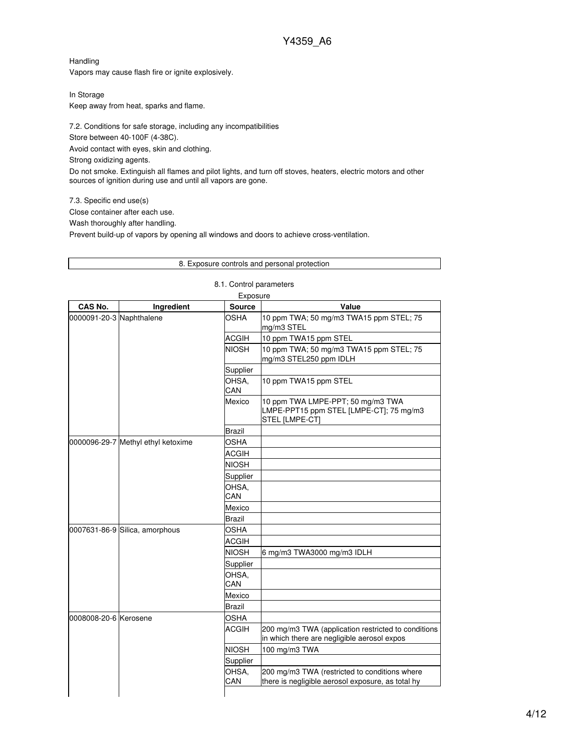Handling

Vapors may cause flash fire or ignite explosively.

In Storage

Keep away from heat, sparks and flame.

7.2. Conditions for safe storage, including any incompatibilities

Store between 40-100F (4-38C).

Avoid contact with eyes, skin and clothing.

Strong oxidizing agents.

Do not smoke. Extinguish all flames and pilot lights, and turn off stoves, heaters, electric motors and other sources of ignition during use and until all vapors are gone.

7.3. Specific end use(s)

Close container after each use.

Wash thoroughly after handling.

Prevent build-up of vapors by opening all windows and doors to achieve cross-ventilation.

## 8. Exposure controls and personal protection

### 8.1. Control parameters

Exposure

| CAS No. | Ingredient | Source | Value |
|---|---|---|---|
| 0000091-20-3 | Naphthalene | OSHA | 10 ppm TWA; 50 mg/m3 TWA15 ppm STEL; 75 mg/m3 STEL |
| | | ACGIH | 10 ppm TWA15 ppm STEL |
| | | NIOSH | 10 ppm TWA; 50 mg/m3 TWA15 ppm STEL; 75 mg/m3 STEL250 ppm IDLH |
| | | Supplier | |
| | | OHSA, CAN | 10 ppm TWA15 ppm STEL |
| | | Mexico | 10 ppm TWA LMPE-PPT; 50 mg/m3 TWA LMPE-PPT15 ppm STEL [LMPE-CT]; 75 mg/m3 STEL [LMPE-CT] |
| | | Brazil | |
| 0000096-29-7 | Methyl ethyl ketoxime | OSHA | |
| | | ACGIH | |
| | | NIOSH | |
| | | Supplier | |
| | | OHSA, CAN | |
| | | Mexico | |
| | | Brazil | |
| 0007631-86-9 | Silica, amorphous | OSHA | |
| | | ACGIH | |
| | | NIOSH | 6 mg/m3 TWA3000 mg/m3 IDLH |
| | | Supplier | |
| | | OHSA, CAN | |
| | | Mexico | |
| | | Brazil | |
| 0008008-20-6 | Kerosene | OSHA | |
| | | ACGIH | 200 mg/m3 TWA (application restricted to conditions in which there are negligible aerosol expos |
| | | NIOSH | 100 mg/m3 TWA |
| | | Supplier | |
| | | OHSA, CAN | 200 mg/m3 TWA (restricted to conditions where there is negligible aerosol exposure, as total hy |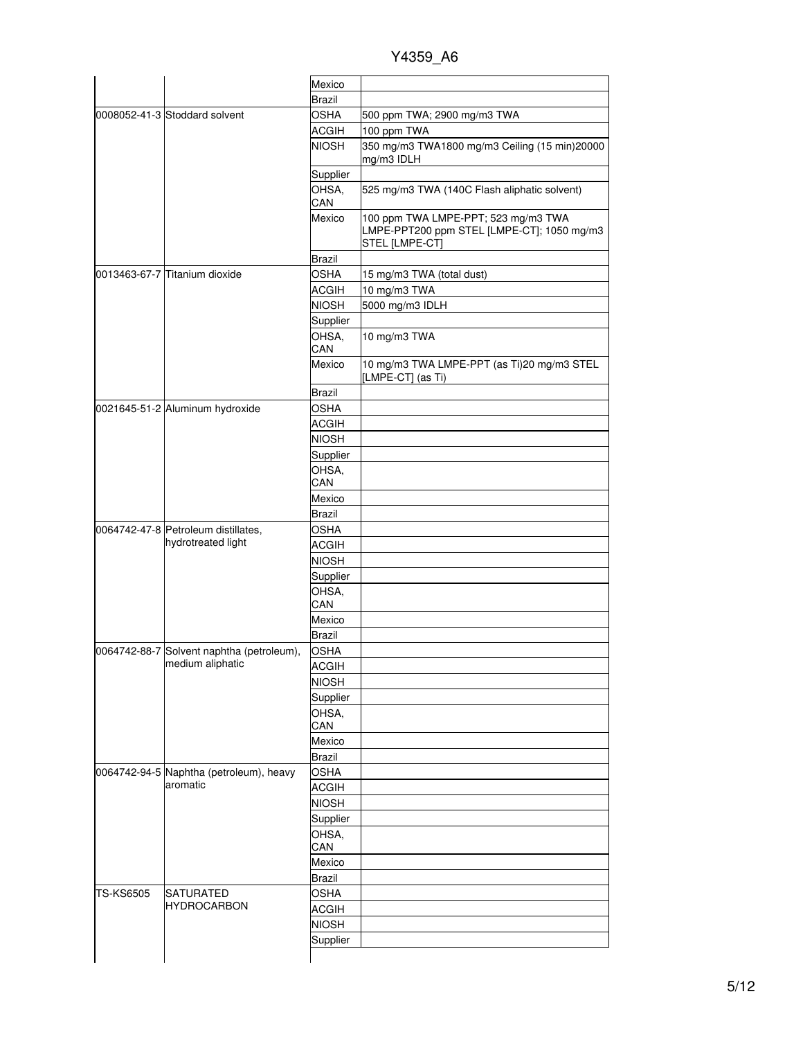| | | | |
|---|---|---|---|
| | | Mexico | |
| | | Brazil | |
| 0008052-41-3 | Stoddard solvent | OSHA | 500 ppm TWA; 2900 mg/m3 TWA |
| | | ACGIH | 100 ppm TWA |
| | | NIOSH | 350 mg/m3 TWA1800 mg/m3 Ceiling (15 min)20000 mg/m3 IDLH |
| | | Supplier | |
| | | OHSA, CAN | 525 mg/m3 TWA (140C Flash aliphatic solvent) |
| | | Mexico | 100 ppm TWA LMPE-PPT; 523 mg/m3 TWA LMPE-PPT200 ppm STEL [LMPE-CT]; 1050 mg/m3 STEL [LMPE-CT] |
| | | Brazil | |
| 0013463-67-7 | Titanium dioxide | OSHA | 15 mg/m3 TWA (total dust) |
| | | ACGIH | 10 mg/m3 TWA |
| | | NIOSH | 5000 mg/m3 IDLH |
| | | Supplier | |
| | | OHSA, CAN | 10 mg/m3 TWA |
| | | Mexico | 10 mg/m3 TWA LMPE-PPT (as Ti)20 mg/m3 STEL [LMPE-CT] (as Ti) |
| | | Brazil | |
| 0021645-51-2 | Aluminum hydroxide | OSHA | |
| | | ACGIH | |
| | | NIOSH | |
| | | Supplier | |
| | | OHSA, CAN | |
| | | Mexico | |
| | | Brazil | |
| 0064742-47-8 | Petroleum distillates, hydrotreated light | OSHA | |
| | | ACGIH | |
| | | NIOSH | |
| | | Supplier | |
| | | OHSA, CAN | |
| | | Mexico | |
| | | Brazil | |
| 0064742-88-7 | Solvent naphtha (petroleum), medium aliphatic | OSHA | |
| | | ACGIH | |
| | | NIOSH | |
| | | Supplier | |
| | | OHSA, CAN | |
| | | Mexico | |
| | | Brazil | |
| 0064742-94-5 | Naphtha (petroleum), heavy aromatic | OSHA | |
| | | ACGIH | |
| | | NIOSH | |
| | | Supplier | |
| | | OHSA, CAN | |
| | | Mexico | |
| | | Brazil | |
| TS-KS6505 | SATURATED HYDROCARBON | OSHA | |
| | | ACGIH | |
| | | NIOSH | |
| | | Supplier | |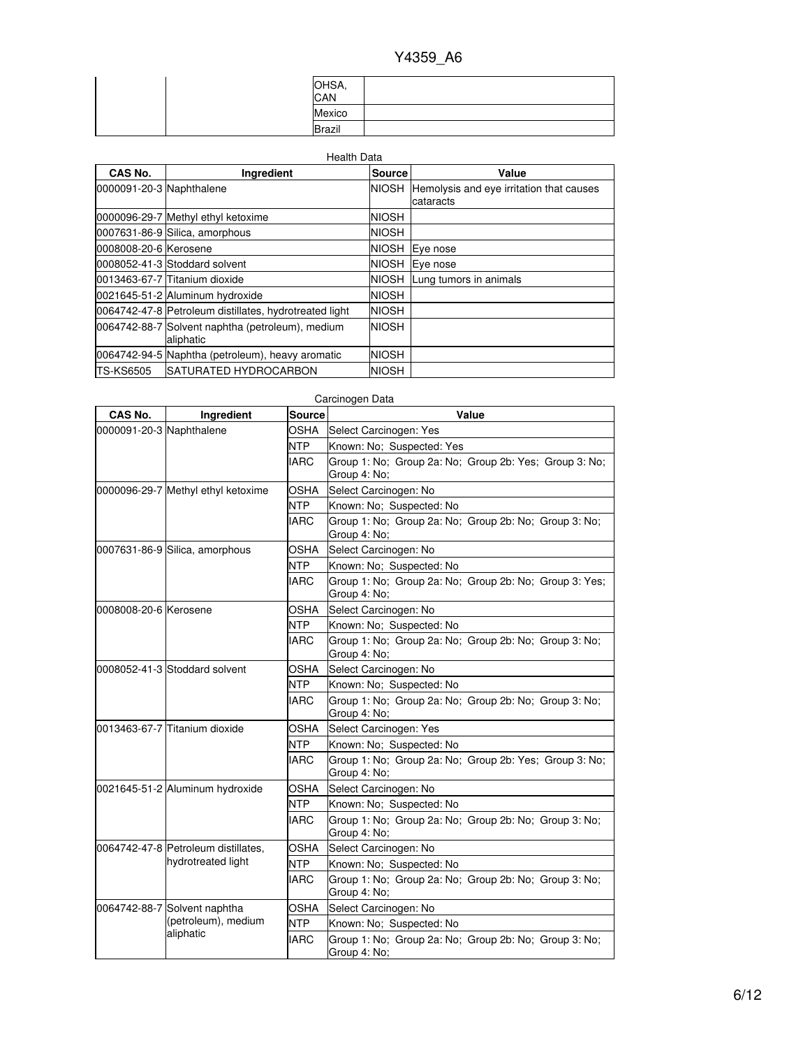| | | OHSA, CAN | |
|---|---|---|---|
| | | Mexico | |
| | | Brazil | |

Health Data

| CAS No. | Ingredient | Source | Value |
|---|---|---|---|
| 0000091-20-3 | Naphthalene | NIOSH | Hemolysis and eye irritation that causes cataracts |
| 0000096-29-7 | Methyl ethyl ketoxime | NIOSH | |
| 0007631-86-9 | Silica, amorphous | NIOSH | |
| 0008008-20-6 | Kerosene | NIOSH | Eye nose |
| 0008052-41-3 | Stoddard solvent | NIOSH | Eye nose |
| 0013463-67-7 | Titanium dioxide | NIOSH | Lung tumors in animals |
| 0021645-51-2 | Aluminum hydroxide | NIOSH | |
| 0064742-47-8 | Petroleum distillates, hydrotreated light | NIOSH | |
| 0064742-88-7 | Solvent naphtha (petroleum), medium aliphatic | NIOSH | |
| 0064742-94-5 | Naphtha (petroleum), heavy aromatic | NIOSH | |
| TS-KS6505 | SATURATED HYDROCARBON | NIOSH | |

Carcinogen Data

| CAS No. | Ingredient | Source | Value |
|---|---|---|---|
| 0000091-20-3 | Naphthalene | OSHA | Select Carcinogen: Yes |
| | | NTP | Known: No; Suspected: Yes |
| | | IARC | Group 1: No; Group 2a: No; Group 2b: Yes; Group 3: No; Group 4: No; |
| 0000096-29-7 | Methyl ethyl ketoxime | OSHA | Select Carcinogen: No |
| | | NTP | Known: No; Suspected: No |
| | | IARC | Group 1: No; Group 2a: No; Group 2b: No; Group 3: No; Group 4: No; |
| 0007631-86-9 | Silica, amorphous | OSHA | Select Carcinogen: No |
| | | NTP | Known: No; Suspected: No |
| | | IARC | Group 1: No; Group 2a: No; Group 2b: No; Group 3: Yes; Group 4: No; |
| 0008008-20-6 | Kerosene | OSHA | Select Carcinogen: No |
| | | NTP | Known: No; Suspected: No |
| | | IARC | Group 1: No; Group 2a: No; Group 2b: No; Group 3: No; Group 4: No; |
| 0008052-41-3 | Stoddard solvent | OSHA | Select Carcinogen: No |
| | | NTP | Known: No; Suspected: No |
| | | IARC | Group 1: No; Group 2a: No; Group 2b: No; Group 3: No; Group 4: No; |
| 0013463-67-7 | Titanium dioxide | OSHA | Select Carcinogen: Yes |
| | | NTP | Known: No; Suspected: No |
| | | IARC | Group 1: No; Group 2a: No; Group 2b: Yes; Group 3: No; Group 4: No; |
| 0021645-51-2 | Aluminum hydroxide | OSHA | Select Carcinogen: No |
| | | NTP | Known: No; Suspected: No |
| | | IARC | Group 1: No; Group 2a: No; Group 2b: No; Group 3: No; Group 4: No; |
| 0064742-47-8 | Petroleum distillates, hydrotreated light | OSHA | Select Carcinogen: No |
| | | NTP | Known: No; Suspected: No |
| | | IARC | Group 1: No; Group 2a: No; Group 2b: No; Group 3: No; Group 4: No; |
| 0064742-88-7 | Solvent naphtha (petroleum), medium aliphatic | OSHA | Select Carcinogen: No |
| | | NTP | Known: No; Suspected: No |
| | | IARC | Group 1: No; Group 2a: No; Group 2b: No; Group 3: No; Group 4: No; |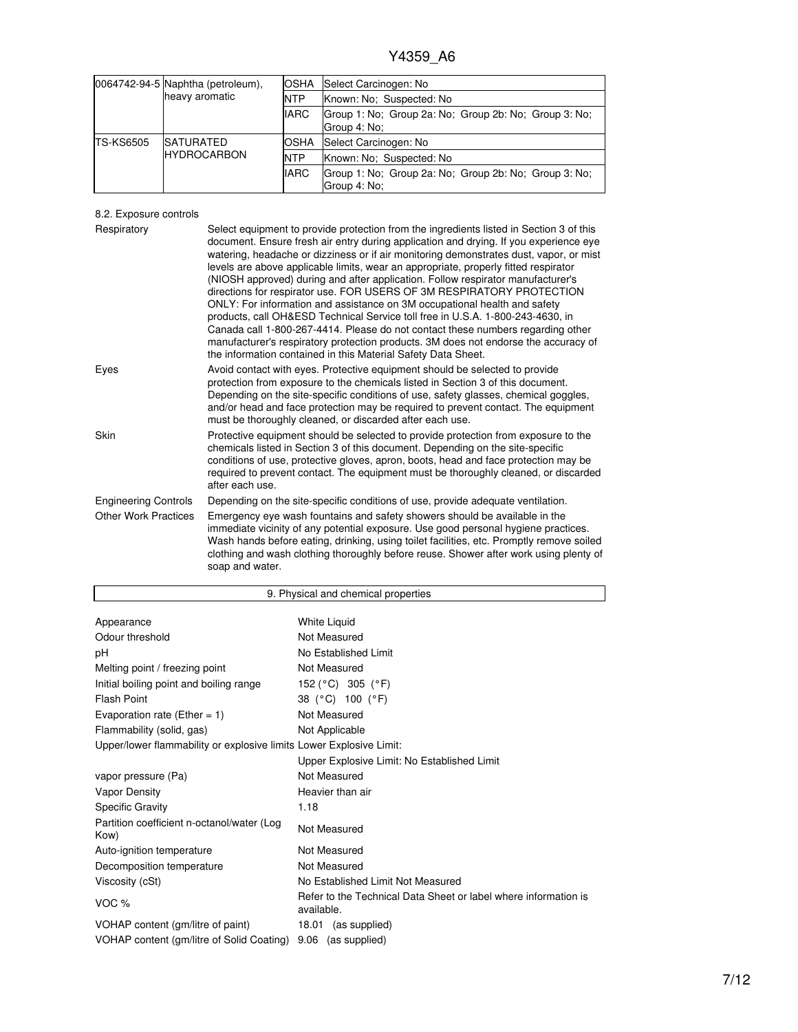| | | | |
|---|---|---|---|
| 0064742-94-5 | Naphtha (petroleum), heavy aromatic | OSHA | Select Carcinogen: No |
| | | NTP | Known: No; Suspected: No |
| | | IARC | Group 1: No; Group 2a: No; Group 2b: No; Group 3: No; Group 4: No; |
| TS-KS6505 | SATURATED HYDROCARBON | OSHA | Select Carcinogen: No |
| | | NTP | Known: No; Suspected: No |
| | | IARC | Group 1: No; Group 2a: No; Group 2b: No; Group 3: No; Group 4: No; |

8.2. Exposure controls

**Respiratory**
Select equipment to provide protection from the ingredients listed in Section 3 of this document. Ensure fresh air entry during application and drying. If you experience eye watering, headache or dizziness or if air monitoring demonstrates dust, vapor, or mist levels are above applicable limits, wear an appropriate, properly fitted respirator (NIOSH approved) during and after application. Follow respirator manufacturer's directions for respirator use. FOR USERS OF 3M RESPIRATORY PROTECTION ONLY: For information and assistance on 3M occupational health and safety products, call OH&ESD Technical Service toll free in U.S.A. 1-800-243-4630, in Canada call 1-800-267-4414. Please do not contact these numbers regarding other manufacturer's respiratory protection products. 3M does not endorse the accuracy of the information contained in this Material Safety Data Sheet.

**Eyes**
Avoid contact with eyes. Protective equipment should be selected to provide protection from exposure to the chemicals listed in Section 3 of this document. Depending on the site-specific conditions of use, safety glasses, chemical goggles, and/or head and face protection may be required to prevent contact. The equipment must be thoroughly cleaned, or discarded after each use.

**Skin**
Protective equipment should be selected to provide protection from exposure to the chemicals listed in Section 3 of this document. Depending on the site-specific conditions of use, protective gloves, apron, boots, head and face protection may be required to prevent contact. The equipment must be thoroughly cleaned, or discarded after each use.

**Engineering Controls**
Depending on the site-specific conditions of use, provide adequate ventilation.

**Other Work Practices**
Emergency eye wash fountains and safety showers should be available in the immediate vicinity of any potential exposure. Use good personal hygiene practices. Wash hands before eating, drinking, using toilet facilities, etc. Promptly remove soiled clothing and wash clothing thoroughly before reuse. Shower after work using plenty of soap and water.

## 9. Physical and chemical properties

| | |
|---|---|
| Appearance | White Liquid |
| Odour threshold | Not Measured |
| pH | No Established Limit |
| Melting point / freezing point | Not Measured |
| Initial boiling point and boiling range | 152 (°C) 305 (°F) |
| Flash Point | 38 (°C) 100 (°F) |
| Evaporation rate (Ether = 1) | Not Measured |
| Flammability (solid, gas) | Not Applicable |
| Upper/lower flammability or explosive limits | Lower Explosive Limit: |
| | Upper Explosive Limit: No Established Limit |
| vapor pressure (Pa) | Not Measured |
| Vapor Density | Heavier than air |
| Specific Gravity | 1.18 |
| Partition coefficient n-octanol/water (Log Kow) | Not Measured |
| Auto-ignition temperature | Not Measured |
| Decomposition temperature | Not Measured |
| Viscosity (cSt) | No Established Limit Not Measured |
| VOC % | Refer to the Technical Data Sheet or label where information is available. |
| VOHAP content (gm/litre of paint) | 18.01 (as supplied) |
| VOHAP content (gm/litre of Solid Coating) | 9.06 (as supplied) |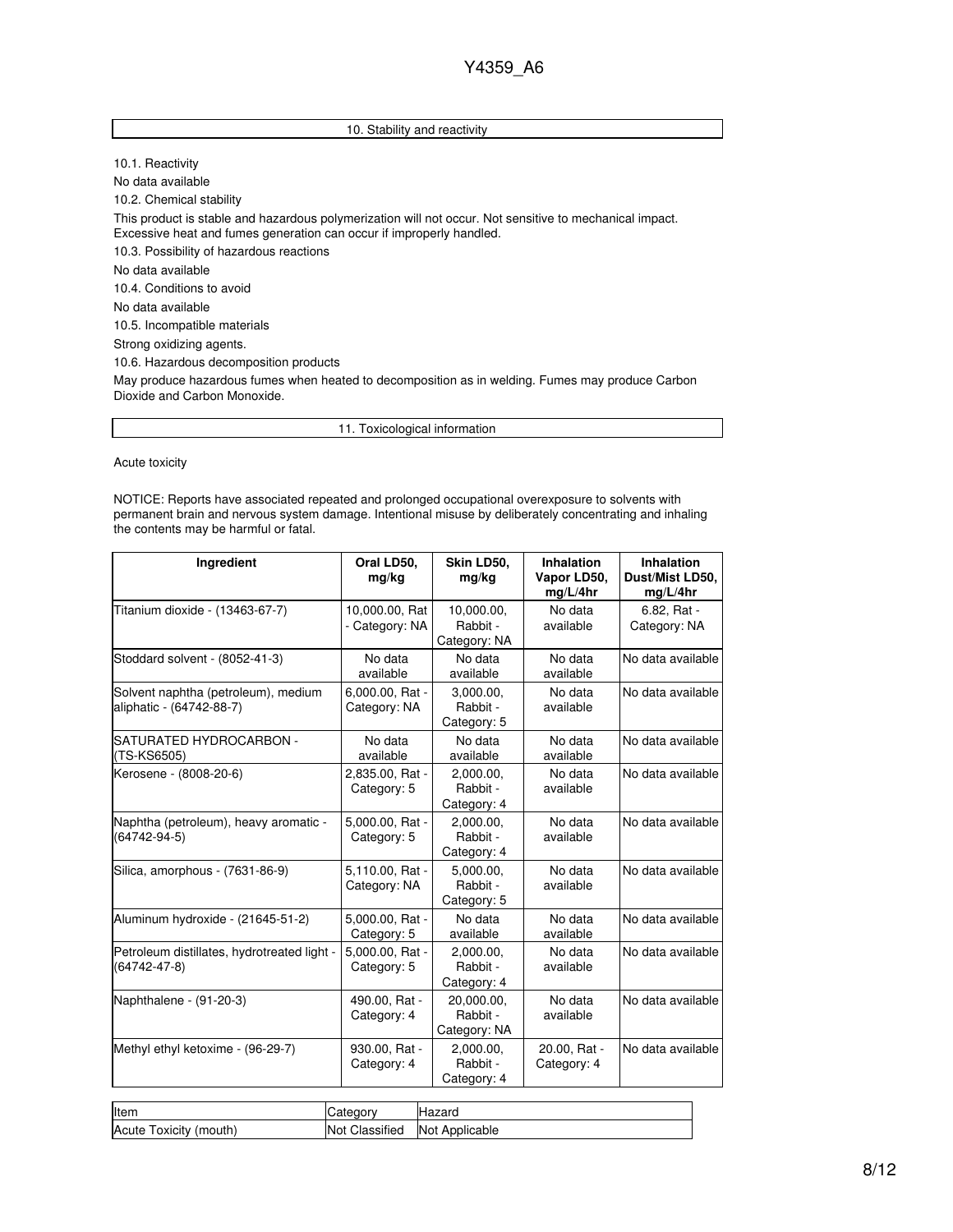## 10. Stability and reactivity

10.1. Reactivity

No data available

10.2. Chemical stability

This product is stable and hazardous polymerization will not occur. Not sensitive to mechanical impact. Excessive heat and fumes generation can occur if improperly handled.

10.3. Possibility of hazardous reactions

No data available

10.4. Conditions to avoid

No data available

10.5. Incompatible materials

Strong oxidizing agents.

10.6. Hazardous decomposition products

May produce hazardous fumes when heated to decomposition as in welding. Fumes may produce Carbon Dioxide and Carbon Monoxide.

## 11. Toxicological information

Acute toxicity

NOTICE: Reports have associated repeated and prolonged occupational overexposure to solvents with permanent brain and nervous system damage. Intentional misuse by deliberately concentrating and inhaling the contents may be harmful or fatal.

| Ingredient | Oral LD50, mg/kg | Skin LD50, mg/kg | Inhalation Vapor LD50, mg/L/4hr | Inhalation Dust/Mist LD50, mg/L/4hr |
|---|---|---|---|---|
| Titanium dioxide - (13463-67-7) | 10,000.00, Rat - Category: NA | 10,000.00, Rabbit - Category: NA | No data available | 6.82, Rat - Category: NA |
| Stoddard solvent - (8052-41-3) | No data available | No data available | No data available | No data available |
| Solvent naphtha (petroleum), medium aliphatic - (64742-88-7) | 6,000.00, Rat - Category: NA | 3,000.00, Rabbit - Category: 5 | No data available | No data available |
| SATURATED HYDROCARBON - (TS-KS6505) | No data available | No data available | No data available | No data available |
| Kerosene - (8008-20-6) | 2,835.00, Rat - Category: 5 | 2,000.00, Rabbit - Category: 4 | No data available | No data available |
| Naphtha (petroleum), heavy aromatic - (64742-94-5) | 5,000.00, Rat - Category: 5 | 2,000.00, Rabbit - Category: 4 | No data available | No data available |
| Silica, amorphous - (7631-86-9) | 5,110.00, Rat - Category: NA | 5,000.00, Rabbit - Category: 5 | No data available | No data available |
| Aluminum hydroxide - (21645-51-2) | 5,000.00, Rat - Category: 5 | No data available | No data available | No data available |
| Petroleum distillates, hydrotreated light - (64742-47-8) | 5,000.00, Rat - Category: 5 | 2,000.00, Rabbit - Category: 4 | No data available | No data available |
| Naphthalene - (91-20-3) | 490.00, Rat - Category: 4 | 20,000.00, Rabbit - Category: NA | No data available | No data available |
| Methyl ethyl ketoxime - (96-29-7) | 930.00, Rat - Category: 4 | 2,000.00, Rabbit - Category: 4 | 20.00, Rat - Category: 4 | No data available |

| Item | Category | Hazard |
|---|---|---|
| Acute Toxicity (mouth) | Not Classified | Not Applicable |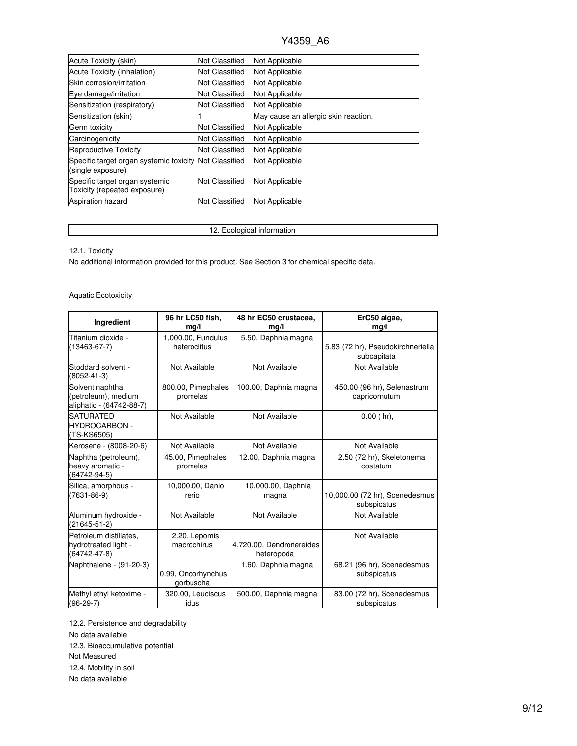| Acute Toxicity (skin) | Not Classified | Not Applicable |
|---|---|---|
| Acute Toxicity (inhalation) | Not Classified | Not Applicable |
| Skin corrosion/irritation | Not Classified | Not Applicable |
| Eye damage/irritation | Not Classified | Not Applicable |
| Sensitization (respiratory) | Not Classified | Not Applicable |
| Sensitization (skin) | 1 | May cause an allergic skin reaction. |
| Germ toxicity | Not Classified | Not Applicable |
| Carcinogenicity | Not Classified | Not Applicable |
| Reproductive Toxicity | Not Classified | Not Applicable |
| Specific target organ systemic toxicity (single exposure) | Not Classified | Not Applicable |
| Specific target organ systemic Toxicity (repeated exposure) | Not Classified | Not Applicable |
| Aspiration hazard | Not Classified | Not Applicable |

## 12. Ecological information

12.1. Toxicity

No additional information provided for this product. See Section 3 for chemical specific data.

Aquatic Ecotoxicity

| Ingredient | 96 hr LC50 fish, mg/l | 48 hr EC50 crustacea, mg/l | ErC50 algae, mg/l |
|---|---|---|---|
| Titanium dioxide - (13463-67-7) | 1,000.00, Fundulus heteroclitus | 5.50, Daphnia magna | 5.83 (72 hr), Pseudokirchneriella subcapitata |
| Stoddard solvent - (8052-41-3) | Not Available | Not Available | Not Available |
| Solvent naphtha (petroleum), medium aliphatic - (64742-88-7) | 800.00, Pimephales promelas | 100.00, Daphnia magna | 450.00 (96 hr), Selenastrum capricornutum |
| SATURATED HYDROCARBON - (TS-KS6505) | Not Available | Not Available | 0.00 ( hr), |
| Kerosene - (8008-20-6) | Not Available | Not Available | Not Available |
| Naphtha (petroleum), heavy aromatic - (64742-94-5) | 45.00, Pimephales promelas | 12.00, Daphnia magna | 2.50 (72 hr), Skeletonema costatum |
| Silica, amorphous - (7631-86-9) | 10,000.00, Danio rerio | 10,000.00, Daphnia magna | 10,000.00 (72 hr), Scenedesmus subspicatus |
| Aluminum hydroxide - (21645-51-2) | Not Available | Not Available | Not Available |
| Petroleum distillates, hydrotreated light - (64742-47-8) | 2.20, Lepomis macrochirus | 4,720.00, Dendronereides heteropoda | Not Available |
| Naphthalene - (91-20-3) | 0.99, Oncorhynchus gorbuscha | 1.60, Daphnia magna | 68.21 (96 hr), Scenedesmus subspicatus |
| Methyl ethyl ketoxime - (96-29-7) | 320.00, Leuciscus idus | 500.00, Daphnia magna | 83.00 (72 hr), Scenedesmus subspicatus |

12.2. Persistence and degradability

No data available

12.3. Bioaccumulative potential

Not Measured

12.4. Mobility in soil

No data available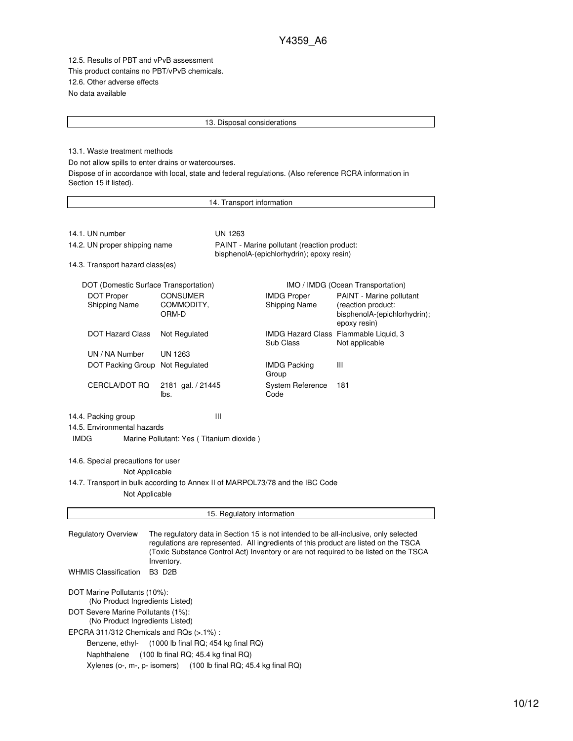12.5. Results of PBT and vPvB assessment

This product contains no PBT/vPvB chemicals.

12.6. Other adverse effects

No data available

## 13. Disposal considerations

13.1. Waste treatment methods

Do not allow spills to enter drains or watercourses.

Dispose of in accordance with local, state and federal regulations. (Also reference RCRA information in Section 15 if listed).

## 14. Transport information

| | |
|---|---|
| 14.1. UN number | UN 1263 |
| 14.2. UN proper shipping name | PAINT - Marine pollutant (reaction product: bisphenolA-(epichlorhydrin); epoxy resin) |

14.3. Transport hazard class(es)

| DOT (Domestic Surface Transportation) | | IMO / IMDG (Ocean Transportation) | |
|---|---|---|---|
| DOT Proper Shipping Name | CONSUMER COMMODITY, ORM-D | IMDG Proper Shipping Name | PAINT - Marine pollutant (reaction product: bisphenolA-(epichlorhydrin); epoxy resin) |
| DOT Hazard Class | Not Regulated | IMDG Hazard Class Sub Class | Flammable Liquid, 3 Not applicable |
| UN / NA Number | UN 1263 | | |
| DOT Packing Group | Not Regulated | IMDG Packing Group | III |
| CERCLA/DOT RQ | 2181 gal. / 21445 lbs. | System Reference Code | 181 |

14.4. Packing group III

14.5. Environmental hazards

IMDG Marine Pollutant: Yes ( Titanium dioxide )

14.6. Special precautions for user

Not Applicable

14.7. Transport in bulk according to Annex II of MARPOL73/78 and the IBC Code

Not Applicable

## 15. Regulatory information

| | |
|---|---|
| Regulatory Overview | The regulatory data in Section 15 is not intended to be all-inclusive, only selected regulations are represented. All ingredients of this product are listed on the TSCA (Toxic Substance Control Act) Inventory or are not required to be listed on the TSCA Inventory. |
| WHMIS Classification | B3 D2B |

DOT Marine Pollutants (10%):
(No Product Ingredients Listed)

DOT Severe Marine Pollutants (1%):
(No Product Ingredients Listed)

EPCRA 311/312 Chemicals and RQs (>.1%) :

- Benzene, ethyl- (1000 lb final RQ; 454 kg final RQ)
- Naphthalene (100 lb final RQ; 45.4 kg final RQ)
- Xylenes (o-, m-, p- isomers) (100 lb final RQ; 45.4 kg final RQ)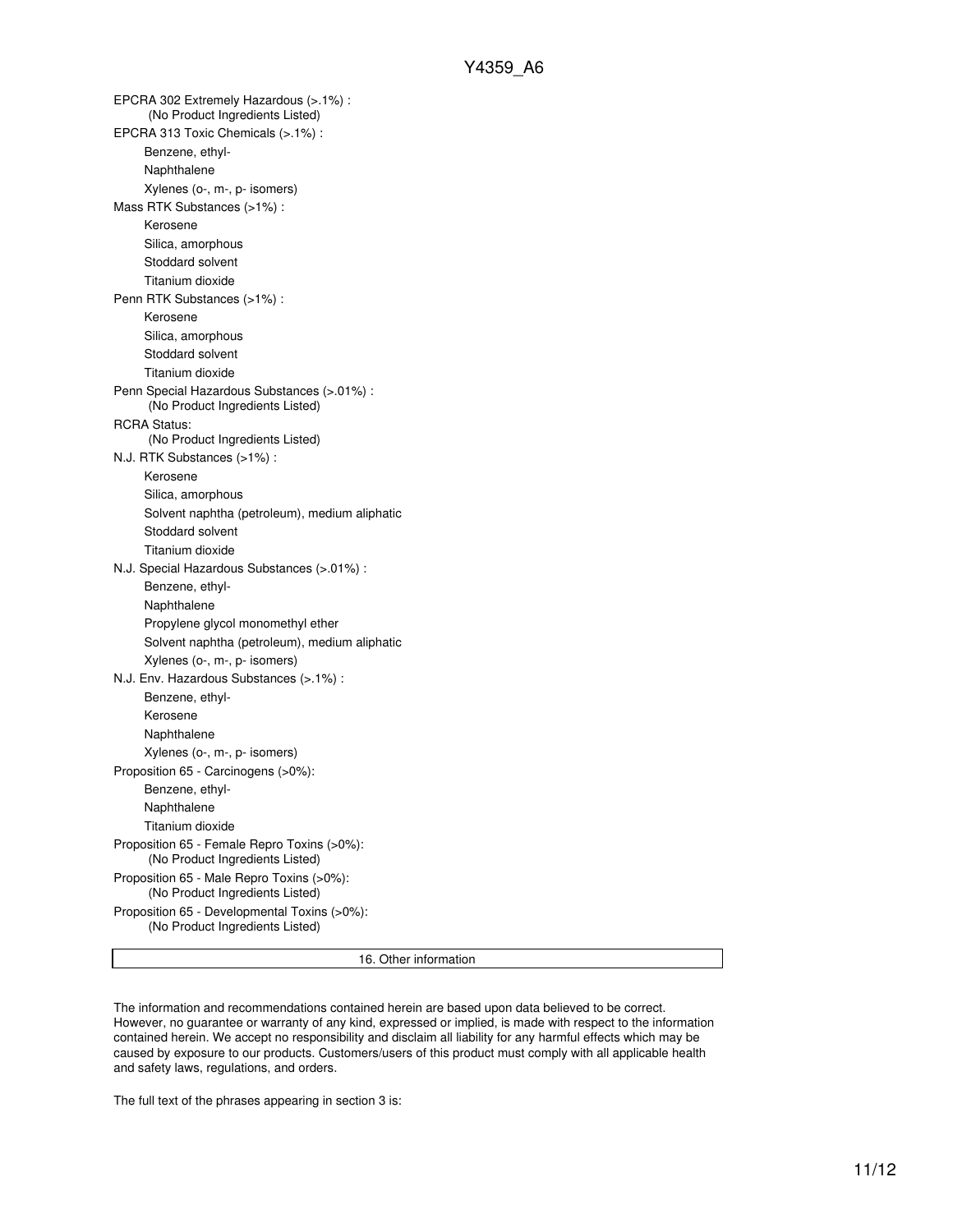EPCRA 302 Extremely Hazardous (>.1%) :
(No Product Ingredients Listed)

EPCRA 313 Toxic Chemicals (>.1%) :

- Benzene, ethyl-
- Naphthalene
- Xylenes (o-, m-, p- isomers)

Mass RTK Substances (>1%) :

- Kerosene
- Silica, amorphous
- Stoddard solvent
- Titanium dioxide

Penn RTK Substances (>1%) :

- Kerosene
- Silica, amorphous
- Stoddard solvent
- Titanium dioxide

Penn Special Hazardous Substances (>.01%) :
(No Product Ingredients Listed)

RCRA Status:
(No Product Ingredients Listed)

N.J. RTK Substances (>1%) :

- Kerosene
- Silica, amorphous
- Solvent naphtha (petroleum), medium aliphatic
- Stoddard solvent
- Titanium dioxide

N.J. Special Hazardous Substances (>.01%) :

- Benzene, ethyl-
- Naphthalene
- Propylene glycol monomethyl ether
- Solvent naphtha (petroleum), medium aliphatic
- Xylenes (o-, m-, p- isomers)

N.J. Env. Hazardous Substances (>.1%) :

- Benzene, ethyl-
- Kerosene
- Naphthalene
- Xylenes (o-, m-, p- isomers)

Proposition 65 - Carcinogens (>0%):

- Benzene, ethyl-
- Naphthalene
- Titanium dioxide

Proposition 65 - Female Repro Toxins (>0%):
(No Product Ingredients Listed)

Proposition 65 - Male Repro Toxins (>0%):
(No Product Ingredients Listed)

Proposition 65 - Developmental Toxins (>0%):
(No Product Ingredients Listed)

## 16. Other information

The information and recommendations contained herein are based upon data believed to be correct. However, no guarantee or warranty of any kind, expressed or implied, is made with respect to the information contained herein. We accept no responsibility and disclaim all liability for any harmful effects which may be caused by exposure to our products. Customers/users of this product must comply with all applicable health and safety laws, regulations, and orders.

The full text of the phrases appearing in section 3 is: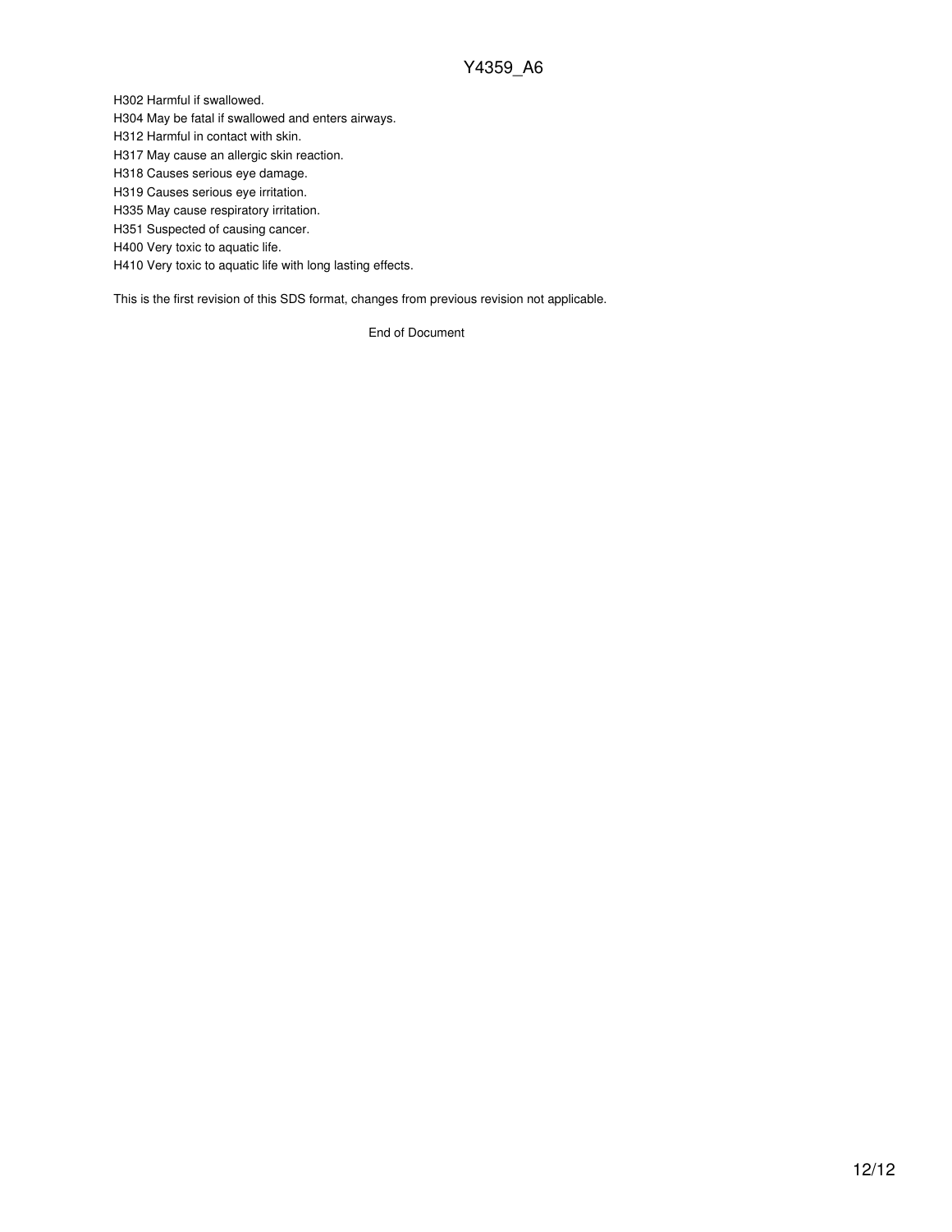H302 Harmful if swallowed.
H304 May be fatal if swallowed and enters airways.
H312 Harmful in contact with skin.
H317 May cause an allergic skin reaction.
H318 Causes serious eye damage.
H319 Causes serious eye irritation.
H335 May cause respiratory irritation.
H351 Suspected of causing cancer.
H400 Very toxic to aquatic life.
H410 Very toxic to aquatic life with long lasting effects.

This is the first revision of this SDS format, changes from previous revision not applicable.

End of Document